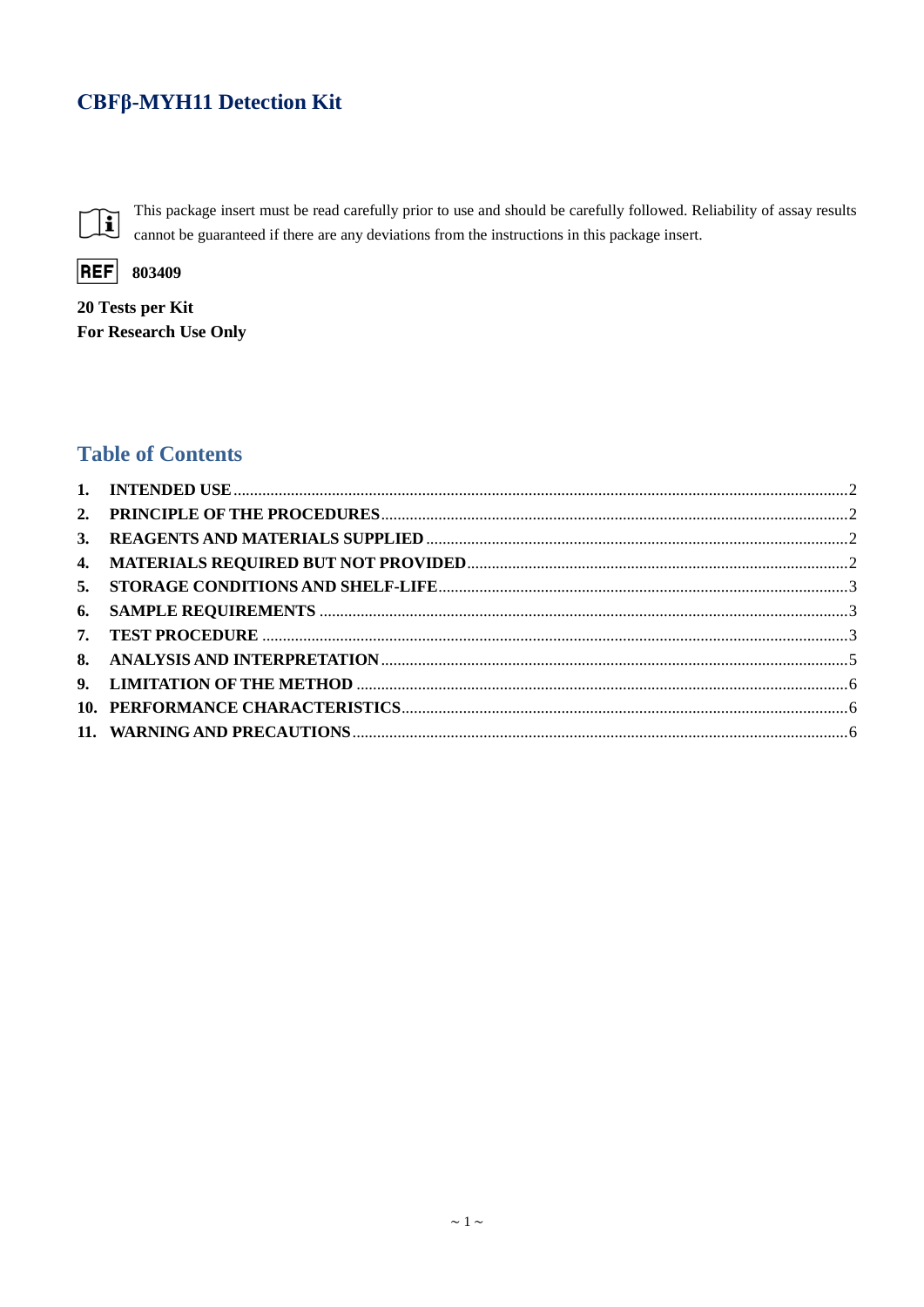# CBFβ-MYH11 Detection Kit

This package insert must be read carefully prior to use and should be carefully followed. Reliability of assay results cannot be guaranteed if there are any deviations from the instructions in this package insert.

REF 803409

**20 Tests per Kit**
**For Research Use Only**

## Table of Contents

1. INTENDED USE .....2
2. PRINCIPLE OF THE PROCEDURES .....2
3. REAGENTS AND MATERIALS SUPPLIED .....2
4. MATERIALS REQUIRED BUT NOT PROVIDED .....2
5. STORAGE CONDITIONS AND SHELF-LIFE .....3
6. SAMPLE REQUIREMENTS .....3
7. TEST PROCEDURE .....3
8. ANALYSIS AND INTERPRETATION .....5
9. LIMITATION OF THE METHOD .....6
10. PERFORMANCE CHARACTERISTICS .....6
11. WARNING AND PRECAUTIONS .....6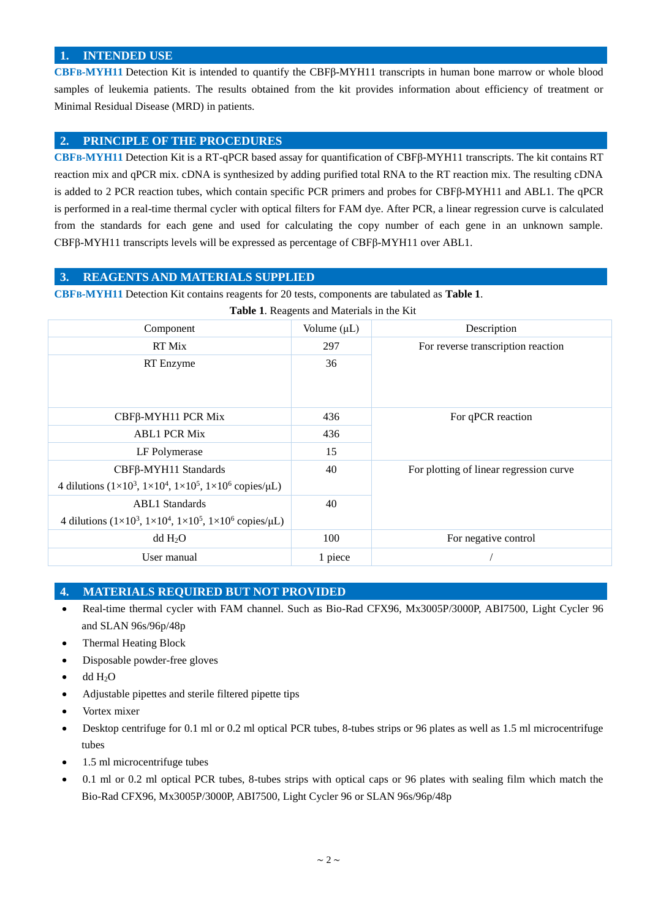## 1. INTENDED USE

**CBFB-MYH11** Detection Kit is intended to quantify the CBFβ-MYH11 transcripts in human bone marrow or whole blood samples of leukemia patients. The results obtained from the kit provides information about efficiency of treatment or Minimal Residual Disease (MRD) in patients.

## 2. PRINCIPLE OF THE PROCEDURES

**CBFB-MYH11** Detection Kit is a RT-qPCR based assay for quantification of CBFβ-MYH11 transcripts. The kit contains RT reaction mix and qPCR mix. cDNA is synthesized by adding purified total RNA to the RT reaction mix. The resulting cDNA is added to 2 PCR reaction tubes, which contain specific PCR primers and probes for CBFβ-MYH11 and ABL1. The qPCR is performed in a real-time thermal cycler with optical filters for FAM dye. After PCR, a linear regression curve is calculated from the standards for each gene and used for calculating the copy number of each gene in an unknown sample. CBFβ-MYH11 transcripts levels will be expressed as percentage of CBFβ-MYH11 over ABL1.

## 3. REAGENTS AND MATERIALS SUPPLIED

**CBFB-MYH11** Detection Kit contains reagents for 20 tests, components are tabulated as **Table 1**.

**Table 1**. Reagents and Materials in the Kit

| Component | Volume (μL) | Description |
|---|---|---|
| RT Mix | 297 | For reverse transcription reaction |
| RT Enzyme | 36 | |
| CBFβ-MYH11 PCR Mix | 436 | For qPCR reaction |
| ABL1 PCR Mix | 436 | |
| LF Polymerase | 15 | |
| CBFβ-MYH11 Standards 4 dilutions ($1\times10^3$, $1\times10^4$, $1\times10^5$, $1\times10^6$ copies/μL) | 40 | For plotting of linear regression curve |
| ABL1 Standards 4 dilutions ($1\times10^3$, $1\times10^4$, $1\times10^5$, $1\times10^6$ copies/μL) | 40 | |
| dd $H_2O$ | 100 | For negative control |
| User manual | 1 piece | / |

## 4. MATERIALS REQUIRED BUT NOT PROVIDED

- Real-time thermal cycler with FAM channel. Such as Bio-Rad CFX96, Mx3005P/3000P, ABI7500, Light Cycler 96 and SLAN 96s/96p/48p
- Thermal Heating Block
- Disposable powder-free gloves
- dd $H_2O$
- Adjustable pipettes and sterile filtered pipette tips
- Vortex mixer
- Desktop centrifuge for 0.1 ml or 0.2 ml optical PCR tubes, 8-tubes strips or 96 plates as well as 1.5 ml microcentrifuge tubes
- 1.5 ml microcentrifuge tubes
- 0.1 ml or 0.2 ml optical PCR tubes, 8-tubes strips with optical caps or 96 plates with sealing film which match the Bio-Rad CFX96, Mx3005P/3000P, ABI7500, Light Cycler 96 or SLAN 96s/96p/48p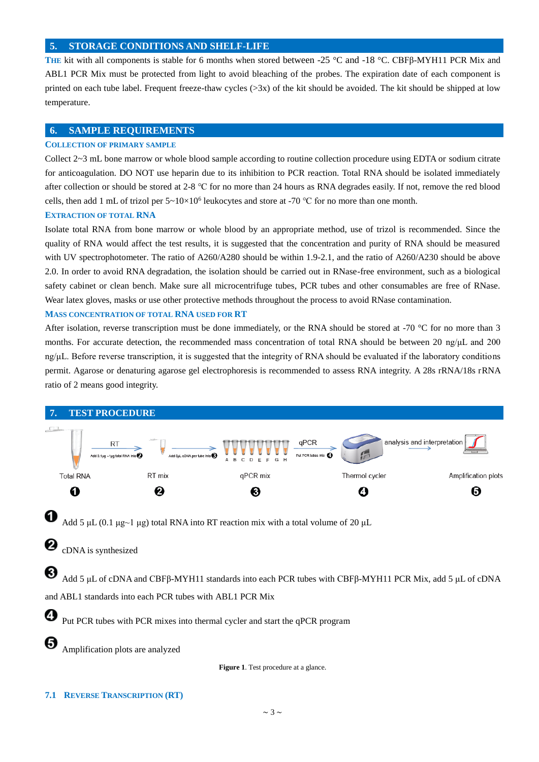## 5. STORAGE CONDITIONS AND SHELF-LIFE

THE kit with all components is stable for 6 months when stored between -25 °C and -18 °C. CBFβ-MYH11 PCR Mix and ABL1 PCR Mix must be protected from light to avoid bleaching of the probes. The expiration date of each component is printed on each tube label. Frequent freeze-thaw cycles (>3x) of the kit should be avoided. The kit should be shipped at low temperature.

## 6. SAMPLE REQUIREMENTS

### COLLECTION OF PRIMARY SAMPLE

Collect 2~3 mL bone marrow or whole blood sample according to routine collection procedure using EDTA or sodium citrate for anticoagulation. DO NOT use heparin due to its inhibition to PCR reaction. Total RNA should be isolated immediately after collection or should be stored at 2-8 °C for no more than 24 hours as RNA degrades easily. If not, remove the red blood cells, then add 1 mL of trizol per $5\sim10\times10^6$ leukocytes and store at -70 °C for no more than one month.

### EXTRACTION OF TOTAL RNA

Isolate total RNA from bone marrow or whole blood by an appropriate method, use of trizol is recommended. Since the quality of RNA would affect the test results, it is suggested that the concentration and purity of RNA should be measured with UV spectrophotometer. The ratio of A260/A280 should be within 1.9-2.1, and the ratio of A260/A230 should be above 2.0. In order to avoid RNA degradation, the isolation should be carried out in RNase-free environment, such as a biological safety cabinet or clean bench. Make sure all microcentrifuge tubes, PCR tubes and other consumables are free of RNase. Wear latex gloves, masks or use other protective methods throughout the process to avoid RNase contamination.

### MASS CONCENTRATION OF TOTAL RNA USED FOR RT

After isolation, reverse transcription must be done immediately, or the RNA should be stored at -70 °C for no more than 3 months. For accurate detection, the recommended mass concentration of total RNA should be between 20 ng/µL and 200 ng/µL. Before reverse transcription, it is suggested that the integrity of RNA should be evaluated if the laboratory conditions permit. Agarose or denaturing agarose gel electrophoresis is recommended to assess RNA integrity. A 28s rRNA/18s rRNA ratio of 2 means good integrity.

## 7. TEST PROCEDURE

Total RNA ❶ → RT (Add 0.1µg~1µg total RNA into ❷) → RT mix ❷ → (Add 5µL cDNA per tube into ❸) → qPCR mix ❸ (A B C D E F G H) → qPCR (Put PCR tubes into ❹) → Thermol cycler ❹ → analysis and interpretation → Amplification plots ❺

❶ Add 5 µL (0.1 µg~1 µg) total RNA into RT reaction mix with a total volume of 20 µL

❷ cDNA is synthesized

❸ Add 5 µL of cDNA and CBFβ-MYH11 standards into each PCR tubes with CBFβ-MYH11 PCR Mix, add 5 µL of cDNA and ABL1 standards into each PCR tubes with ABL1 PCR Mix

❹ Put PCR tubes with PCR mixes into thermal cycler and start the qPCR program

❺ Amplification plots are analyzed

**Figure 1**. Test procedure at a glance.

### 7.1 REVERSE TRANSCRIPTION (RT)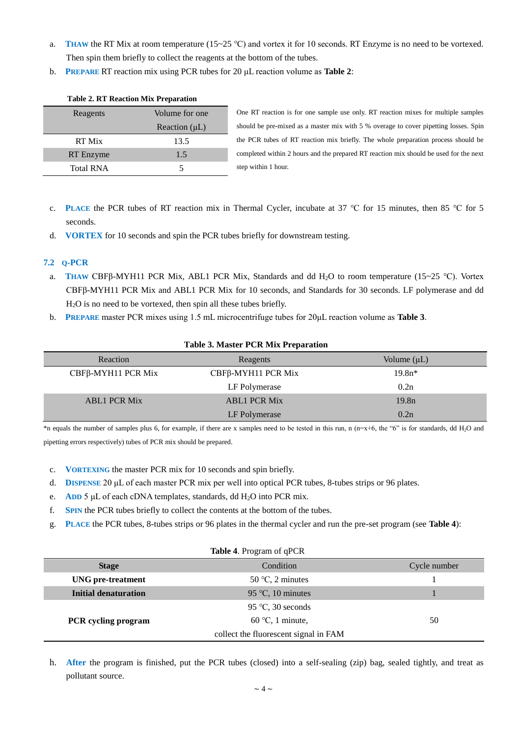a. **THAW** the RT Mix at room temperature (15~25 ℃) and vortex it for 10 seconds. RT Enzyme is no need to be vortexed. Then spin them briefly to collect the reagents at the bottom of the tubes.

b. **PREPARE** RT reaction mix using PCR tubes for 20 μL reaction volume as **Table 2**:

**Table 2. RT Reaction Mix Preparation**

| Reagents | Volume for one Reaction (μL) |
|---|---|
| RT Mix | 13.5 |
| RT Enzyme | 1.5 |
| Total RNA | 5 |

One RT reaction is for one sample use only. RT reaction mixes for multiple samples should be pre-mixed as a master mix with 5 % overage to cover pipetting losses. Spin the PCR tubes of RT reaction mix briefly. The whole preparation process should be completed within 2 hours and the prepared RT reaction mix should be used for the next step within 1 hour.

c. **PLACE** the PCR tubes of RT reaction mix in Thermal Cycler, incubate at 37 ℃ for 15 minutes, then 85 ℃ for 5 seconds.

d. **VORTEX** for 10 seconds and spin the PCR tubes briefly for downstream testing.

## 7.2 Q-PCR

a. **THAW** CBFβ-MYH11 PCR Mix, ABL1 PCR Mix, Standards and dd $H_2O$ to room temperature (15~25 ℃). Vortex CBFβ-MYH11 PCR Mix and ABL1 PCR Mix for 10 seconds, and Standards for 30 seconds. LF polymerase and dd $H_2O$ is no need to be vortexed, then spin all these tubes briefly.

b. **PREPARE** master PCR mixes using 1.5 mL microcentrifuge tubes for 20μL reaction volume as **Table 3**.

**Table 3. Master PCR Mix Preparation**

| Reaction | Reagents | Volume (μL) |
|---|---|---|
| CBFβ-MYH11 PCR Mix | CBFβ-MYH11 PCR Mix | 19.8n* |
| | LF Polymerase | 0.2n |
| ABL1 PCR Mix | ABL1 PCR Mix | 19.8n |
| | LF Polymerase | 0.2n |

*n equals the number of samples plus 6, for example, if there are x samples need to be tested in this run, n (n=x+6, the "6" is for standards, dd $H_2O$ and pipetting errors respectively) tubes of PCR mix should be prepared.

c. **VORTEXING** the master PCR mix for 10 seconds and spin briefly.

d. **DISPENSE** 20 μL of each master PCR mix per well into optical PCR tubes, 8-tubes strips or 96 plates.

e. **ADD** 5 μL of each cDNA templates, standards, dd $H_2O$ into PCR mix.

f. **SPIN** the PCR tubes briefly to collect the contents at the bottom of the tubes.

g. **PLACE** the PCR tubes, 8-tubes strips or 96 plates in the thermal cycler and run the pre-set program (see **Table 4**):

**Table 4**. Program of qPCR

| Stage | Condition | Cycle number |
|---|---|---|
| **UNG pre-treatment** | 50 ℃, 2 minutes | 1 |
| **Initial denaturation** | 95 ℃, 10 minutes | 1 |
| **PCR cycling program** | 95 ℃, 30 seconds<br>60 ℃, 1 minute,<br>collect the fluorescent signal in FAM | 50 |

h. **After** the program is finished, put the PCR tubes (closed) into a self-sealing (zip) bag, sealed tightly, and treat as pollutant source.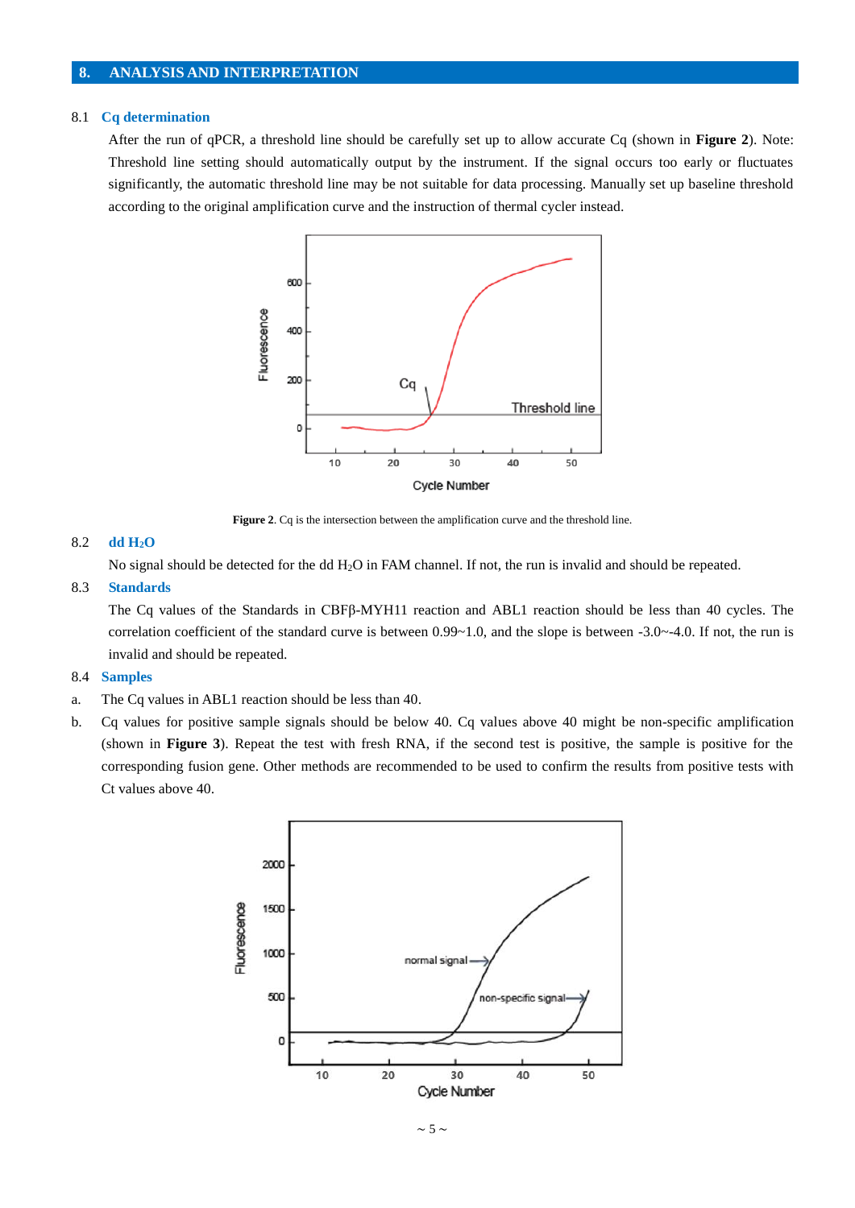## 8. ANALYSIS AND INTERPRETATION

### 8.1 Cq determination

After the run of qPCR, a threshold line should be carefully set up to allow accurate Cq (shown in **Figure 2**). Note: Threshold line setting should automatically output by the instrument. If the signal occurs too early or fluctuates significantly, the automatic threshold line may be not suitable for data processing. Manually set up baseline threshold according to the original amplification curve and the instruction of thermal cycler instead.

**Figure 2**. Cq is the intersection between the amplification curve and the threshold line.

### 8.2 dd $H_2O$

No signal should be detected for the dd $H_2O$ in FAM channel. If not, the run is invalid and should be repeated.

### 8.3 Standards

The Cq values of the Standards in CBFβ-MYH11 reaction and ABL1 reaction should be less than 40 cycles. The correlation coefficient of the standard curve is between 0.99~1.0, and the slope is between -3.0~-4.0. If not, the run is invalid and should be repeated.

### 8.4 Samples

a. The Cq values in ABL1 reaction should be less than 40.

b. Cq values for positive sample signals should be below 40. Cq values above 40 might be non-specific amplification (shown in **Figure 3**). Repeat the test with fresh RNA, if the second test is positive, the sample is positive for the corresponding fusion gene. Other methods are recommended to be used to confirm the results from positive tests with Ct values above 40.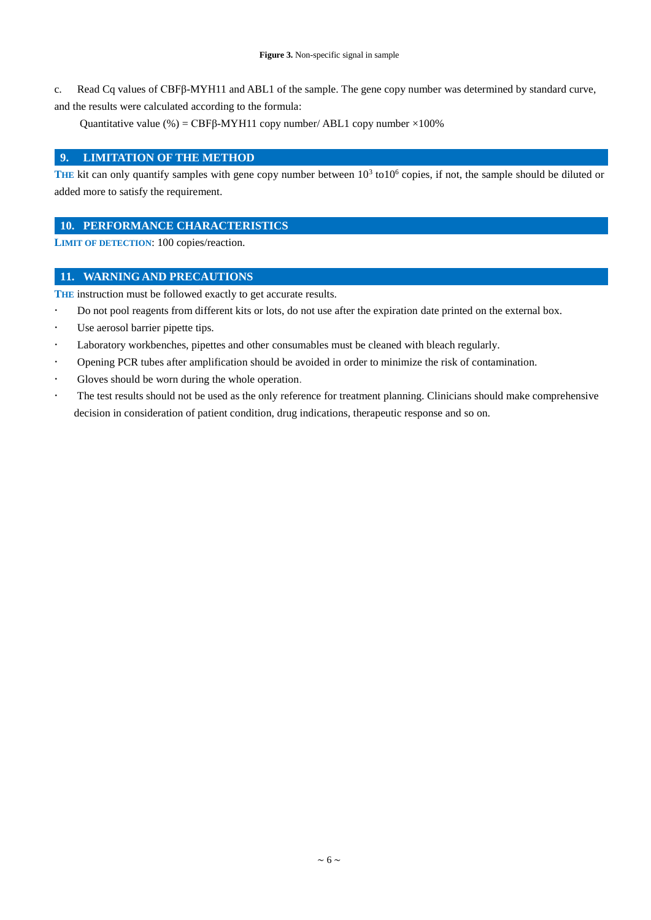**Figure 3.** Non-specific signal in sample

c. Read Cq values of CBFβ-MYH11 and ABL1 of the sample. The gene copy number was determined by standard curve, and the results were calculated according to the formula:

Quantitative value (%) = CBFβ-MYH11 copy number/ ABL1 copy number ×100%

## 9. LIMITATION OF THE METHOD

THE kit can only quantify samples with gene copy number between $10^3$ to$10^6$ copies, if not, the sample should be diluted or added more to satisfy the requirement.

## 10. PERFORMANCE CHARACTERISTICS

**LIMIT OF DETECTION**: 100 copies/reaction.

## 11. WARNING AND PRECAUTIONS

THE instruction must be followed exactly to get accurate results.

- Do not pool reagents from different kits or lots, do not use after the expiration date printed on the external box.
- Use aerosol barrier pipette tips.
- Laboratory workbenches, pipettes and other consumables must be cleaned with bleach regularly.
- Opening PCR tubes after amplification should be avoided in order to minimize the risk of contamination.
- Gloves should be worn during the whole operation.
- The test results should not be used as the only reference for treatment planning. Clinicians should make comprehensive decision in consideration of patient condition, drug indications, therapeutic response and so on.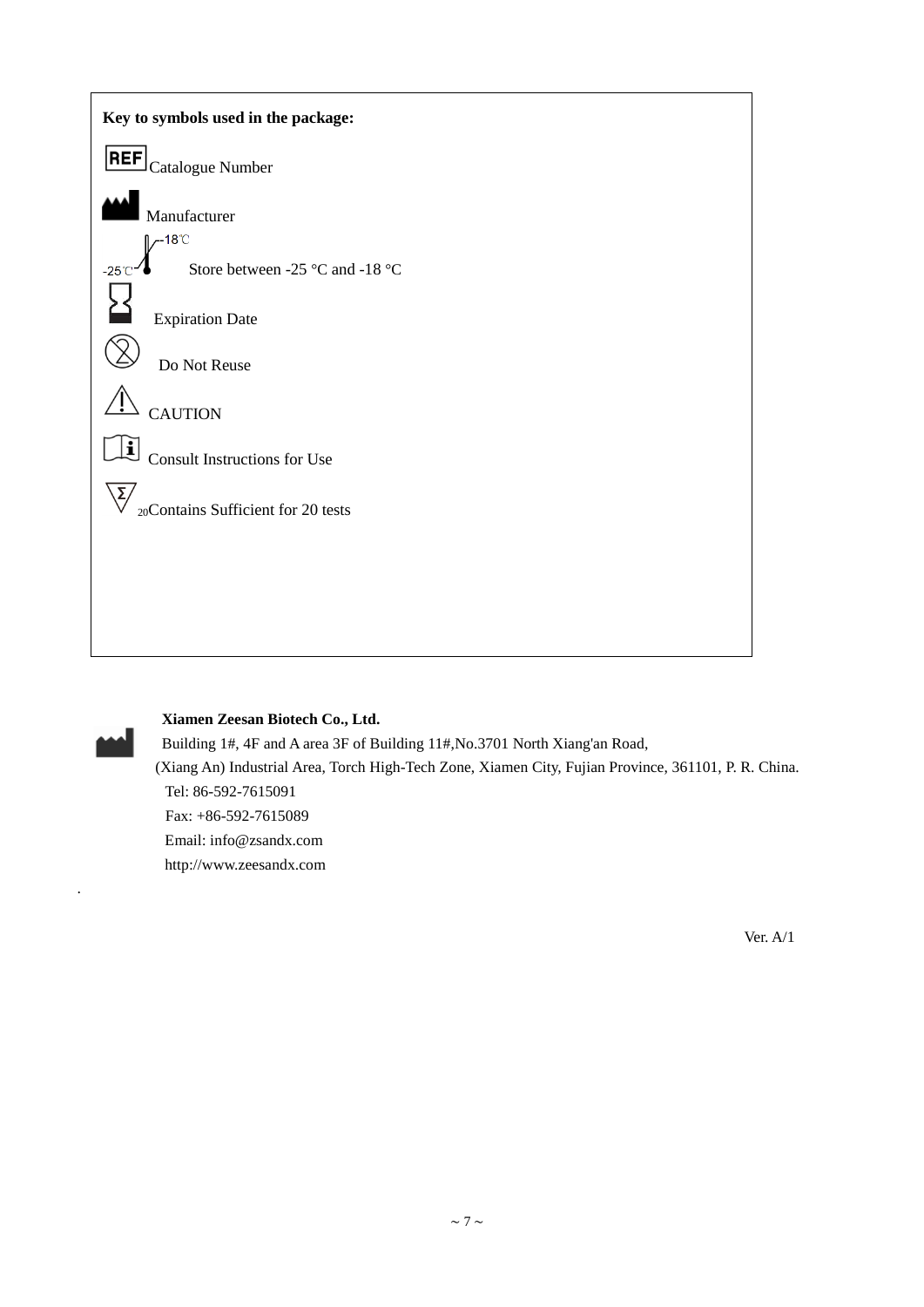**Key to symbols used in the package:**

REF Catalogue Number

Manufacturer

-18℃

-25℃ Store between -25 °C and -18 °C

Expiration Date

Do Not Reuse

CAUTION

Consult Instructions for Use

20 Contains Sufficient for 20 tests

**Xiamen Zeesan Biotech Co., Ltd.**

Building 1#, 4F and A area 3F of Building 11#,No.3701 North Xiang'an Road,

(Xiang An) Industrial Area, Torch High-Tech Zone, Xiamen City, Fujian Province, 361101, P. R. China.

Tel: 86-592-7615091

Fax: +86-592-7615089

Email: info@zsandx.com

http://www.zeesandx.com

.

Ver. A/1